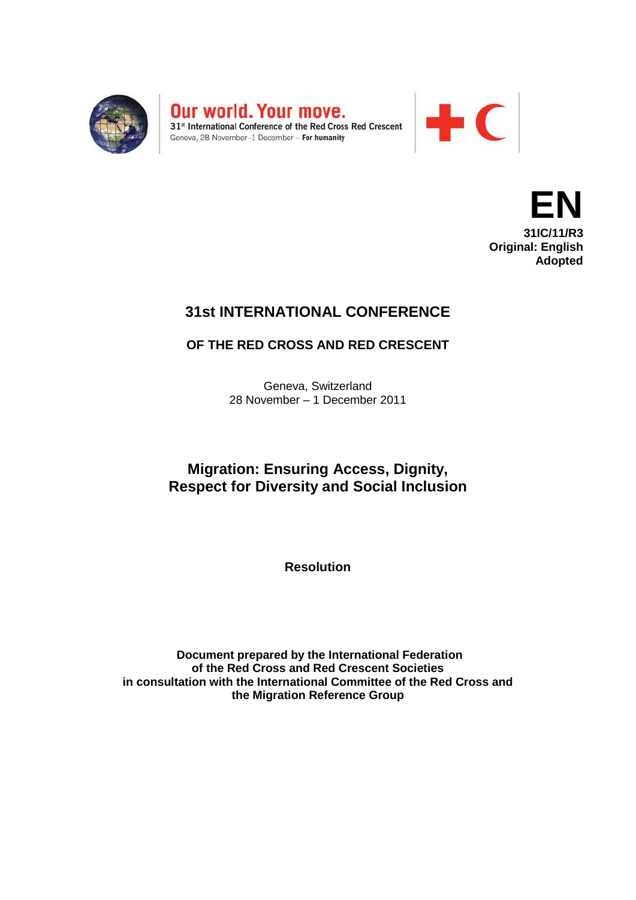Our world. Your move.
31st International Conference of the Red Cross Red Crescent
Geneva, 28 November–1 December – **For humanity**

**EN**
**31IC/11/R3**
**Original: English**
**Adopted**

# 31st INTERNATIONAL CONFERENCE

## OF THE RED CROSS AND RED CRESCENT

Geneva, Switzerland
28 November – 1 December 2011

# Migration: Ensuring Access, Dignity, Respect for Diversity and Social Inclusion

**Resolution**

**Document prepared by the International Federation of the Red Cross and Red Crescent Societies in consultation with the International Committee of the Red Cross and the Migration Reference Group**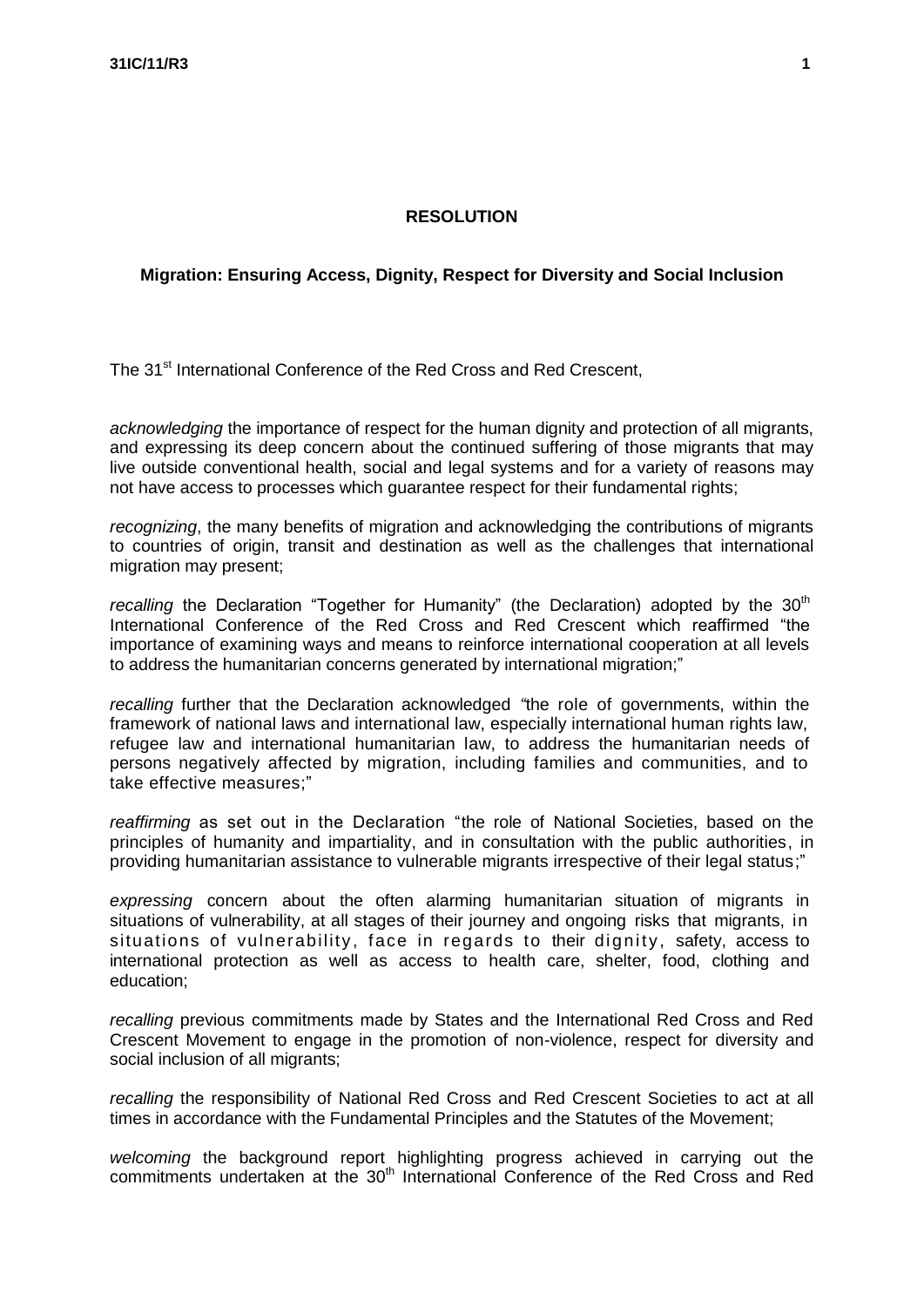**RESOLUTION**

**Migration: Ensuring Access, Dignity, Respect for Diversity and Social Inclusion**

The 31[st] International Conference of the Red Cross and Red Crescent,

*acknowledging* the importance of respect for the human dignity and protection of all migrants, and expressing its deep concern about the continued suffering of those migrants that may live outside conventional health, social and legal systems and for a variety of reasons may not have access to processes which guarantee respect for their fundamental rights;

*recognizing*, the many benefits of migration and acknowledging the contributions of migrants to countries of origin, transit and destination as well as the challenges that international migration may present;

*recalling* the Declaration "Together for Humanity" (the Declaration) adopted by the 30[th] International Conference of the Red Cross and Red Crescent which reaffirmed "the importance of examining ways and means to reinforce international cooperation at all levels to address the humanitarian concerns generated by international migration;"

*recalling* further that the Declaration acknowledged "the role of governments, within the framework of national laws and international law, especially international human rights law, refugee law and international humanitarian law, to address the humanitarian needs of persons negatively affected by migration, including families and communities, and to take effective measures;"

*reaffirming* as set out in the Declaration "the role of National Societies, based on the principles of humanity and impartiality, and in consultation with the public authorities, in providing humanitarian assistance to vulnerable migrants irrespective of their legal status;"

*expressing* concern about the often alarming humanitarian situation of migrants in situations of vulnerability, at all stages of their journey and ongoing risks that migrants, in situations of vulnerability, face in regards to their dignity, safety, access to international protection as well as access to health care, shelter, food, clothing and education;

*recalling* previous commitments made by States and the International Red Cross and Red Crescent Movement to engage in the promotion of non-violence, respect for diversity and social inclusion of all migrants;

*recalling* the responsibility of National Red Cross and Red Crescent Societies to act at all times in accordance with the Fundamental Principles and the Statutes of the Movement;

*welcoming* the background report highlighting progress achieved in carrying out the commitments undertaken at the 30[th] International Conference of the Red Cross and Red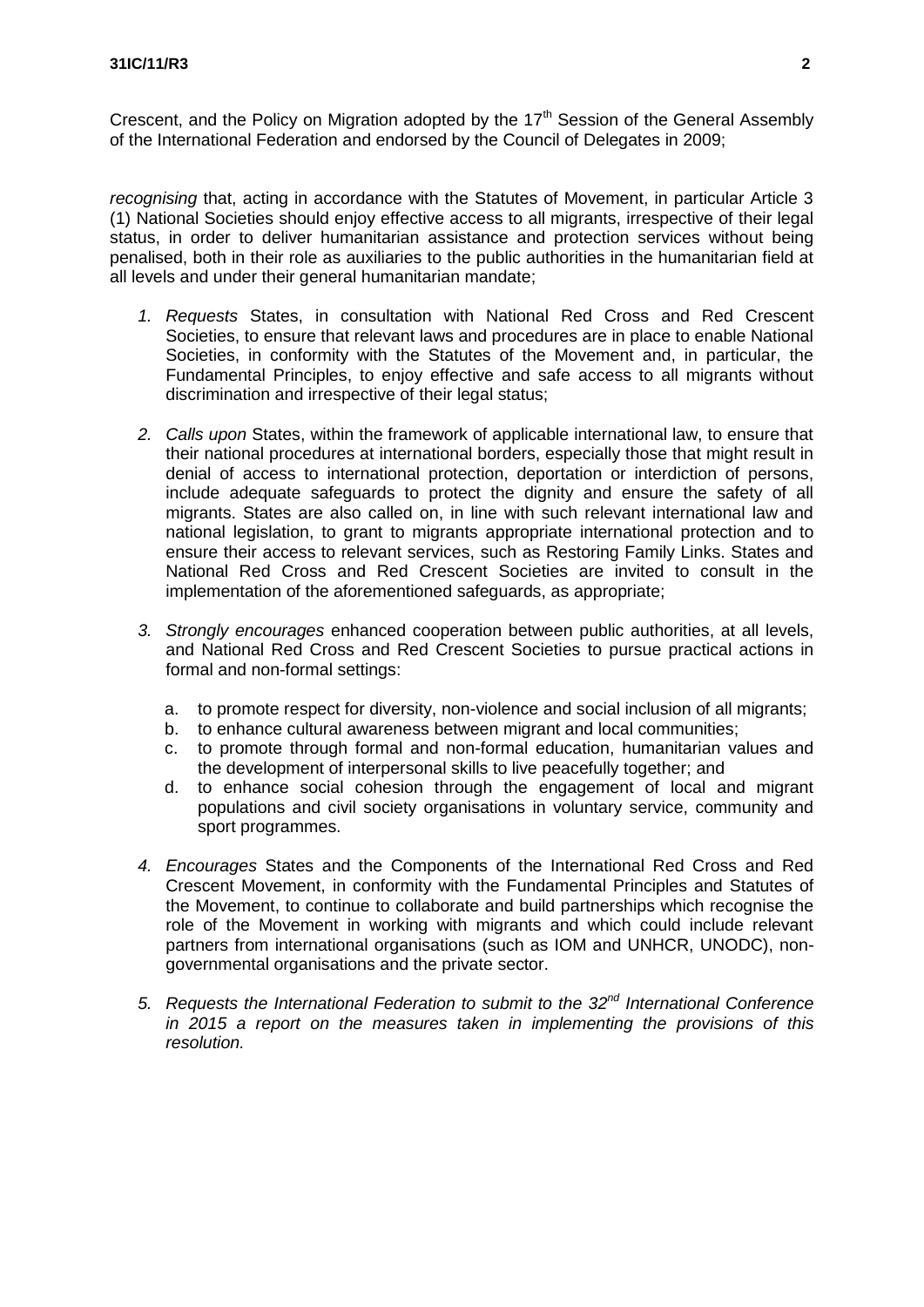Crescent, and the Policy on Migration adopted by the 17th Session of the General Assembly of the International Federation and endorsed by the Council of Delegates in 2009;

*recognising* that, acting in accordance with the Statutes of Movement, in particular Article 3 (1) National Societies should enjoy effective access to all migrants, irrespective of their legal status, in order to deliver humanitarian assistance and protection services without being penalised, both in their role as auxiliaries to the public authorities in the humanitarian field at all levels and under their general humanitarian mandate;

1. *Requests* States, in consultation with National Red Cross and Red Crescent Societies, to ensure that relevant laws and procedures are in place to enable National Societies, in conformity with the Statutes of the Movement and, in particular, the Fundamental Principles, to enjoy effective and safe access to all migrants without discrimination and irrespective of their legal status;

2. *Calls upon* States, within the framework of applicable international law, to ensure that their national procedures at international borders, especially those that might result in denial of access to international protection, deportation or interdiction of persons, include adequate safeguards to protect the dignity and ensure the safety of all migrants. States are also called on, in line with such relevant international law and national legislation, to grant to migrants appropriate international protection and to ensure their access to relevant services, such as Restoring Family Links. States and National Red Cross and Red Crescent Societies are invited to consult in the implementation of the aforementioned safeguards, as appropriate;

3. *Strongly encourages* enhanced cooperation between public authorities, at all levels, and National Red Cross and Red Crescent Societies to pursue practical actions in formal and non-formal settings:

   a. to promote respect for diversity, non-violence and social inclusion of all migrants;
   b. to enhance cultural awareness between migrant and local communities;
   c. to promote through formal and non-formal education, humanitarian values and the development of interpersonal skills to live peacefully together; and
   d. to enhance social cohesion through the engagement of local and migrant populations and civil society organisations in voluntary service, community and sport programmes.

4. *Encourages* States and the Components of the International Red Cross and Red Crescent Movement, in conformity with the Fundamental Principles and Statutes of the Movement, to continue to collaborate and build partnerships which recognise the role of the Movement in working with migrants and which could include relevant partners from international organisations (such as IOM and UNHCR, UNODC), non-governmental organisations and the private sector.

5. *Requests the International Federation to submit to the 32nd International Conference in 2015 a report on the measures taken in implementing the provisions of this resolution.*